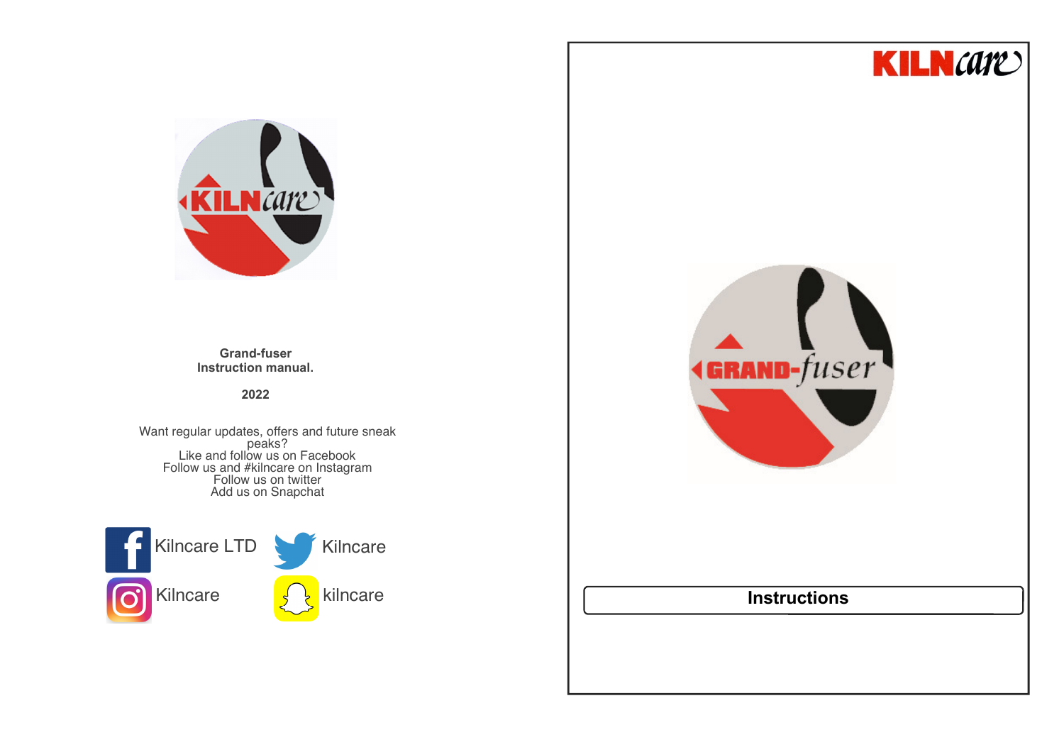**Grand-fuser**
**Instruction manual.**

**2022**

Want regular updates, offers and future sneak peaks?
Like and follow us on Facebook
Follow us and #kilncare on Instagram
Follow us on twitter
Add us on Snapchat

Kilncare LTD

Kilncare

Kilncare

kilncare

KILNcare

GRAND-fuser

**Instructions**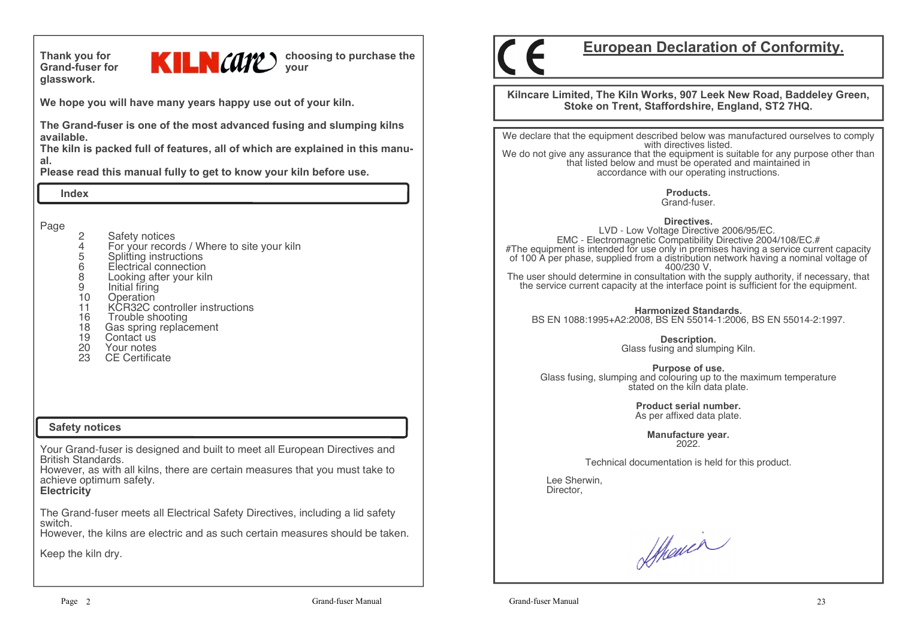Thank you for choosing to purchase the KILNcare Grand-fuser for your glasswork.

We hope you will have many years happy use out of your kiln.

The Grand-fuser is one of the most advanced fusing and slumping kilns available.
The kiln is packed full of features, all of which are explained in this manual.
Please read this manual fully to get to know your kiln before use.

## Index

| Page | |
|---|---|
| 2 | Safety notices |
| 4 | For your records / Where to site your kiln |
| 5 | Splitting instructions |
| 6 | Electrical connection |
| 8 | Looking after your kiln |
| 9 | Initial firing |
| 10 | Operation |
| 11 | KCR32C controller instructions |
| 16 | Trouble shooting |
| 18 | Gas spring replacement |
| 19 | Contact us |
| 20 | Your notes |
| 23 | CE Certificate |

## Safety notices

Your Grand-fuser is designed and built to meet all European Directives and British Standards.
However, as with all kilns, there are certain measures that you must take to achieve optimum safety.

**Electricity**

The Grand-fuser meets all Electrical Safety Directives, including a lid safety switch.
However, the kilns are electric and as such certain measures should be taken.

Keep the kiln dry.

CE

# European Declaration of Conformity.

**Kilncare Limited, The Kiln Works, 907 Leek New Road, Baddeley Green, Stoke on Trent, Staffordshire, England, ST2 7HQ.**

We declare that the equipment described below was manufactured ourselves to comply with directives listed.
We do not give any assurance that the equipment is suitable for any purpose other than that listed below and must be operated and maintained in accordance with our operating instructions.

**Products.**
Grand-fuser.

**Directives.**
LVD - Low Voltage Directive 2006/95/EC.
EMC - Electromagnetic Compatibility Directive 2004/108/EC.#
#The equipment is intended for use only in premises having a service current capacity of 100 A per phase, supplied from a distribution network having a nominal voltage of 400/230 V,
The user should determine in consultation with the supply authority, if necessary, that the service current capacity at the interface point is sufficient for the equipment.

**Harmonized Standards.**
BS EN 1088:1995+A2:2008, BS EN 55014-1:2006, BS EN 55014-2:1997.

**Description.**
Glass fusing and slumping Kiln.

**Purpose of use.**
Glass fusing, slumping and colouring up to the maximum temperature stated on the kiln data plate.

**Product serial number.**
As per affixed data plate.

**Manufacture year.**
2022.

Technical documentation is held for this product.

Lee Sherwin,
Director,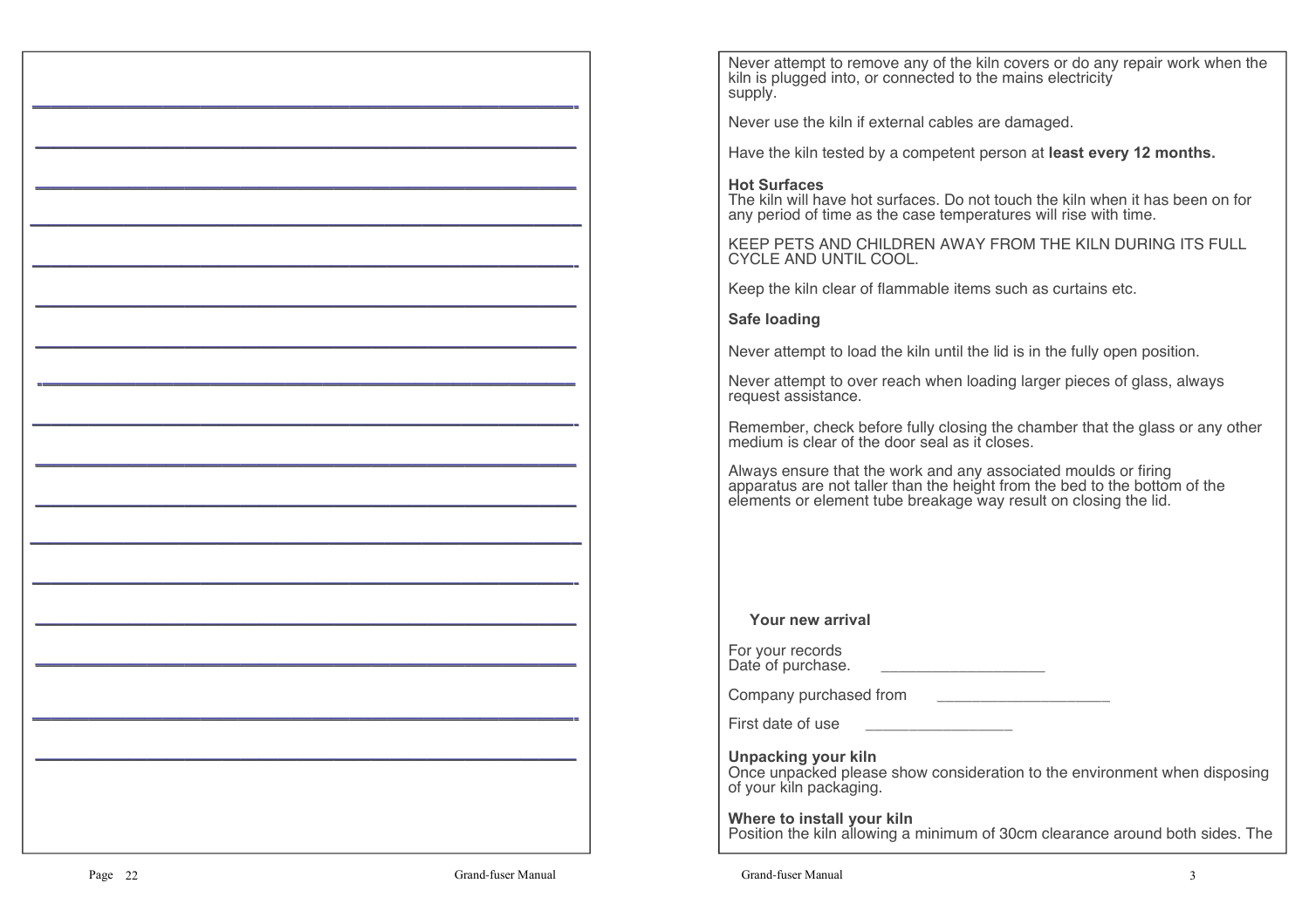Never attempt to remove any of the kiln covers or do any repair work when the kiln is plugged into, or connected to the mains electricity supply.

Never use the kiln if external cables are damaged.

Have the kiln tested by a competent person at **least every 12 months.**

**Hot Surfaces**
The kiln will have hot surfaces. Do not touch the kiln when it has been on for any period of time as the case temperatures will rise with time.

KEEP PETS AND CHILDREN AWAY FROM THE KILN DURING ITS FULL CYCLE AND UNTIL COOL.

Keep the kiln clear of flammable items such as curtains etc.

**Safe loading**

Never attempt to load the kiln until the lid is in the fully open position.

Never attempt to over reach when loading larger pieces of glass, always request assistance.

Remember, check before fully closing the chamber that the glass or any other medium is clear of the door seal as it closes.

Always ensure that the work and any associated moulds or firing apparatus are not taller than the height from the bed to the bottom of the elements or element tube breakage way result on closing the lid.

**Your new arrival**

For your records
Date of purchase. ___________________

Company purchased from ____________________

First date of use _________________

**Unpacking your kiln**
Once unpacked please show consideration to the environment when disposing of your kiln packaging.

**Where to install your kiln**
Position the kiln allowing a minimum of 30cm clearance around both sides. The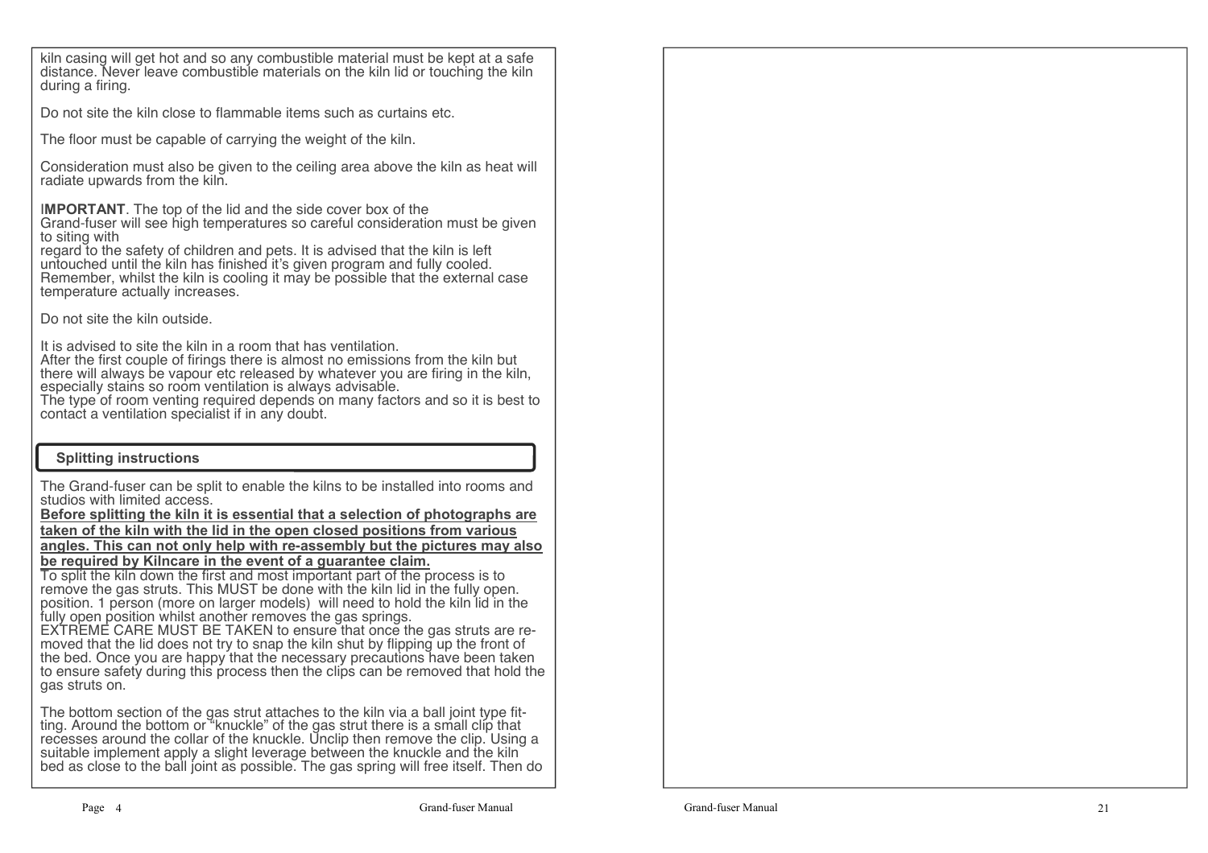kiln casing will get hot and so any combustible material must be kept at a safe distance. Never leave combustible materials on the kiln lid or touching the kiln during a firing.

Do not site the kiln close to flammable items such as curtains etc.

The floor must be capable of carrying the weight of the kiln.

Consideration must also be given to the ceiling area above the kiln as heat will radiate upwards from the kiln.

I**MPORTANT**. The top of the lid and the side cover box of the Grand-fuser will see high temperatures so careful consideration must be given to siting with regard to the safety of children and pets. It is advised that the kiln is left untouched until the kiln has finished it's given program and fully cooled. Remember, whilst the kiln is cooling it may be possible that the external case temperature actually increases.

Do not site the kiln outside.

It is advised to site the kiln in a room that has ventilation.
After the first couple of firings there is almost no emissions from the kiln but there will always be vapour etc released by whatever you are firing in the kiln, especially stains so room ventilation is always advisable.
The type of room venting required depends on many factors and so it is best to contact a ventilation specialist if in any doubt.

## Splitting instructions

The Grand-fuser can be split to enable the kilns to be installed into rooms and studios with limited access.
**Before splitting the kiln it is essential that a selection of photographs are taken of the kiln with the lid in the open closed positions from various angles. This can not only help with re-assembly but the pictures may also be required by Kilncare in the event of a guarantee claim.**
To split the kiln down the first and most important part of the process is to remove the gas struts. This MUST be done with the kiln lid in the fully open. position. 1 person (more on larger models) will need to hold the kiln lid in the fully open position whilst another removes the gas springs.
EXTREME CARE MUST BE TAKEN to ensure that once the gas struts are removed that the lid does not try to snap the kiln shut by flipping up the front of the bed. Once you are happy that the necessary precautions have been taken to ensure safety during this process then the clips can be removed that hold the gas struts on.

The bottom section of the gas strut attaches to the kiln via a ball joint type fitting. Around the bottom or "knuckle" of the gas strut there is a small clip that recesses around the collar of the knuckle. Unclip then remove the clip. Using a suitable implement apply a slight leverage between the knuckle and the kiln bed as close to the ball joint as possible. The gas spring will free itself. Then do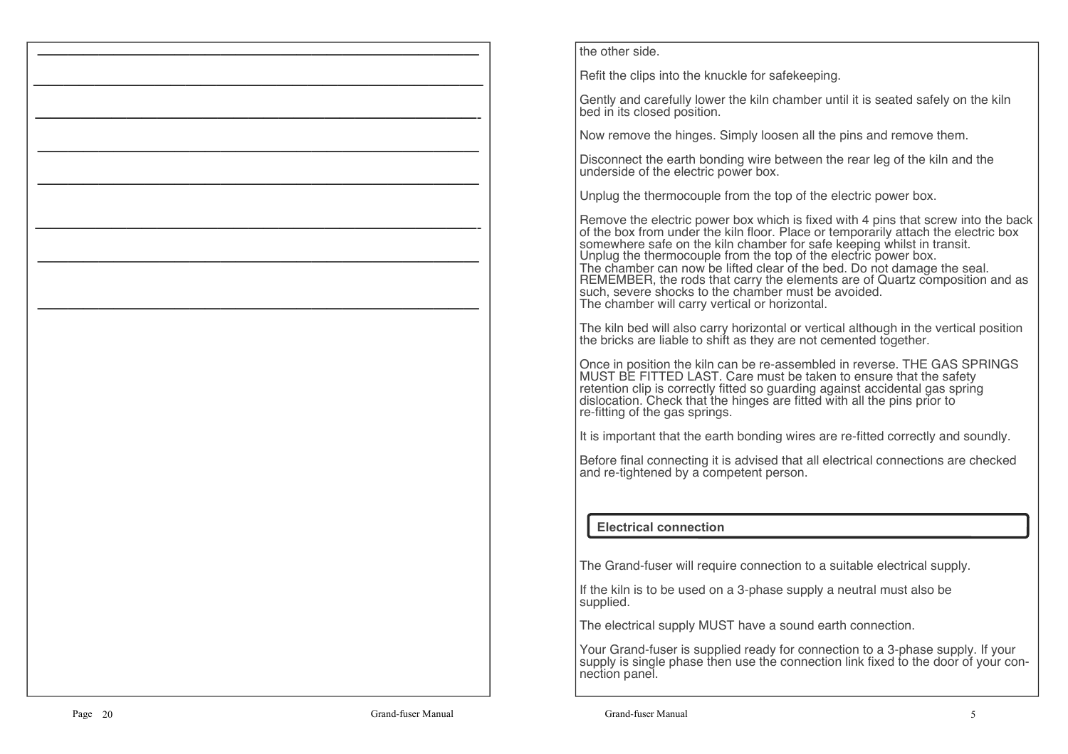the other side.

Refit the clips into the knuckle for safekeeping.

Gently and carefully lower the kiln chamber until it is seated safely on the kiln bed in its closed position.

Now remove the hinges. Simply loosen all the pins and remove them.

Disconnect the earth bonding wire between the rear leg of the kiln and the underside of the electric power box.

Unplug the thermocouple from the top of the electric power box.

Remove the electric power box which is fixed with 4 pins that screw into the back of the box from under the kiln floor. Place or temporarily attach the electric box somewhere safe on the kiln chamber for safe keeping whilst in transit.
Unplug the thermocouple from the top of the electric power box.
The chamber can now be lifted clear of the bed. Do not damage the seal.
REMEMBER, the rods that carry the elements are of Quartz composition and as such, severe shocks to the chamber must be avoided.
The chamber will carry vertical or horizontal.

The kiln bed will also carry horizontal or vertical although in the vertical position the bricks are liable to shift as they are not cemented together.

Once in position the kiln can be re-assembled in reverse. THE GAS SPRINGS MUST BE FITTED LAST. Care must be taken to ensure that the safety retention clip is correctly fitted so guarding against accidental gas spring dislocation. Check that the hinges are fitted with all the pins prior to re-fitting of the gas springs.

It is important that the earth bonding wires are re-fitted correctly and soundly.

Before final connecting it is advised that all electrical connections are checked and re-tightened by a competent person.

## Electrical connection

The Grand-fuser will require connection to a suitable electrical supply.

If the kiln is to be used on a 3-phase supply a neutral must also be supplied.

The electrical supply MUST have a sound earth connection.

Your Grand-fuser is supplied ready for connection to a 3-phase supply. If your supply is single phase then use the connection link fixed to the door of your connection panel.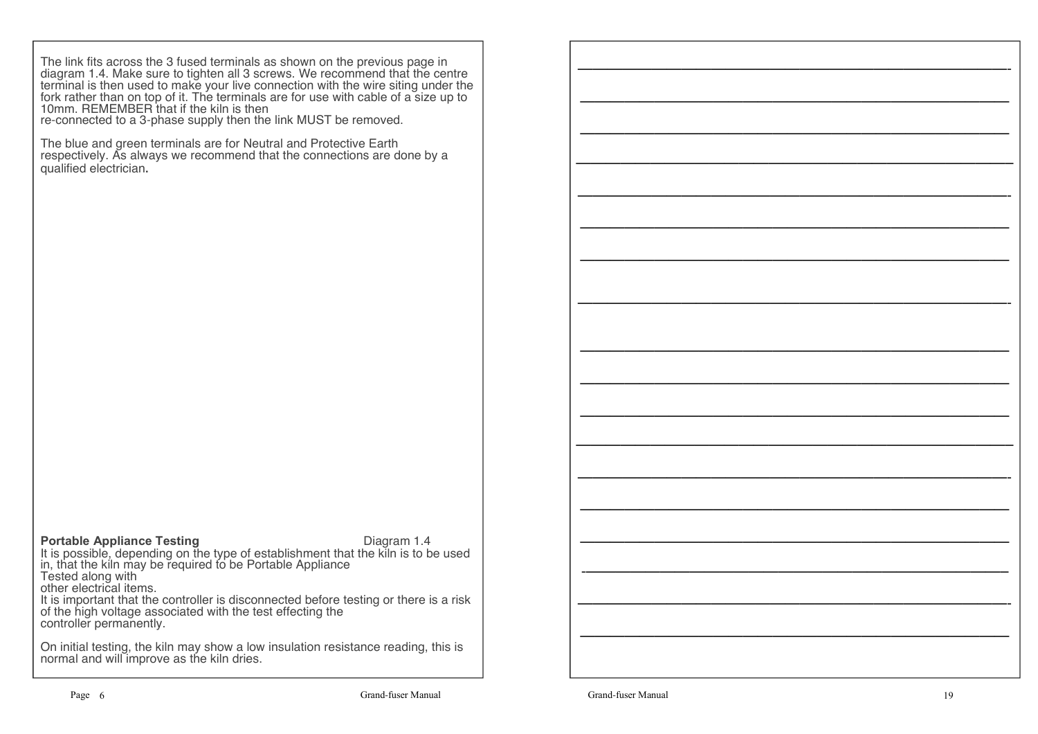The link fits across the 3 fused terminals as shown on the previous page in diagram 1.4. Make sure to tighten all 3 screws. We recommend that the centre terminal is then used to make your live connection with the wire siting under the fork rather than on top of it. The terminals are for use with cable of a size up to 10mm. REMEMBER that if the kiln is then re-connected to a 3-phase supply then the link MUST be removed.

The blue and green terminals are for Neutral and Protective Earth respectively. As always we recommend that the connections are done by a qualified electrician**.**

Diagram 1.4

**Portable Appliance Testing**

It is possible, depending on the type of establishment that the kiln is to be used in, that the kiln may be required to be Portable Appliance Tested along with other electrical items.

It is important that the controller is disconnected before testing or there is a risk of the high voltage associated with the test effecting the controller permanently.

On initial testing, the kiln may show a low insulation resistance reading, this is normal and will improve as the kiln dries.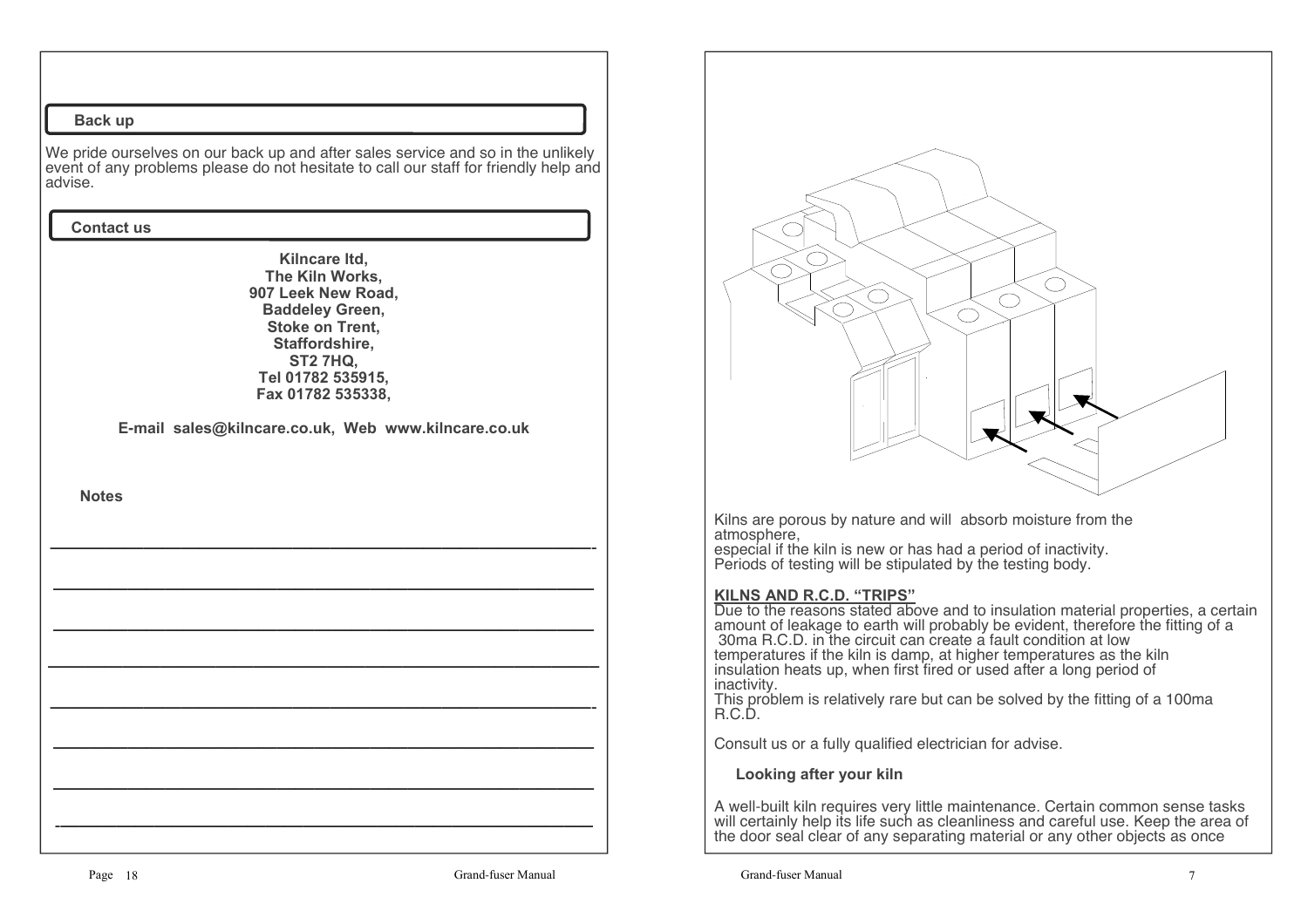## Back up

We pride ourselves on our back up and after sales service and so in the unlikely event of any problems please do not hesitate to call our staff for friendly help and advise.

## Contact us

**Kilncare ltd,**
**The Kiln Works,**
**907 Leek New Road,**
**Baddeley Green,**
**Stoke on Trent,**
**Staffordshire,**
**ST2 7HQ,**
**Tel 01782 535915,**
**Fax 01782 535338,**

**E-mail sales@kilncare.co.uk, Web www.kilncare.co.uk**

**Notes**

Kilns are porous by nature and will absorb moisture from the atmosphere,
especial if the kiln is new or has had a period of inactivity.
Periods of testing will be stipulated by the testing body.

**KILNS AND R.C.D. "TRIPS"**

Due to the reasons stated above and to insulation material properties, a certain amount of leakage to earth will probably be evident, therefore the fitting of a 30ma R.C.D. in the circuit can create a fault condition at low temperatures if the kiln is damp, at higher temperatures as the kiln insulation heats up, when first fired or used after a long period of inactivity.
This problem is relatively rare but can be solved by the fitting of a 100ma R.C.D.

Consult us or a fully qualified electrician for advise.

## Looking after your kiln

A well-built kiln requires very little maintenance. Certain common sense tasks will certainly help its life such as cleanliness and careful use. Keep the area of the door seal clear of any separating material or any other objects as once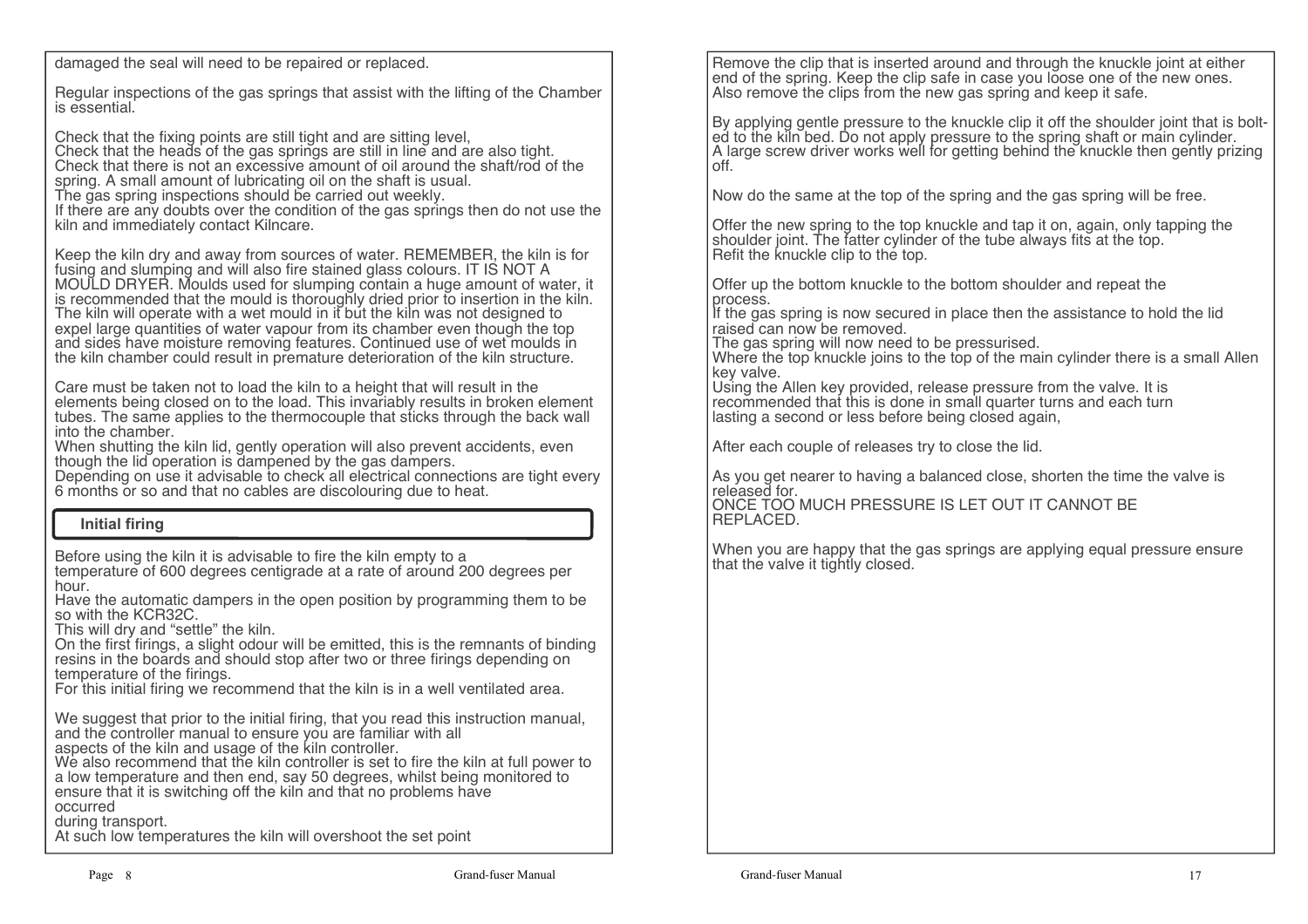damaged the seal will need to be repaired or replaced.

Regular inspections of the gas springs that assist with the lifting of the Chamber is essential.

Check that the fixing points are still tight and are sitting level,
Check that the heads of the gas springs are still in line and are also tight.
Check that there is not an excessive amount of oil around the shaft/rod of the spring. A small amount of lubricating oil on the shaft is usual.
The gas spring inspections should be carried out weekly.
If there are any doubts over the condition of the gas springs then do not use the kiln and immediately contact Kilncare.

Keep the kiln dry and away from sources of water. REMEMBER, the kiln is for fusing and slumping and will also fire stained glass colours. IT IS NOT A MOULD DRYER. Moulds used for slumping contain a huge amount of water, it is recommended that the mould is thoroughly dried prior to insertion in the kiln. The kiln will operate with a wet mould in it but the kiln was not designed to expel large quantities of water vapour from its chamber even though the top and sides have moisture removing features. Continued use of wet moulds in the kiln chamber could result in premature deterioration of the kiln structure.

Care must be taken not to load the kiln to a height that will result in the elements being closed on to the load. This invariably results in broken element tubes. The same applies to the thermocouple that sticks through the back wall into the chamber.
When shutting the kiln lid, gently operation will also prevent accidents, even though the lid operation is dampened by the gas dampers.
Depending on use it advisable to check all electrical connections are tight every 6 months or so and that no cables are discolouring due to heat.

## Initial firing

Before using the kiln it is advisable to fire the kiln empty to a temperature of 600 degrees centigrade at a rate of around 200 degrees per hour.
Have the automatic dampers in the open position by programming them to be so with the KCR32C.
This will dry and "settle" the kiln.
On the first firings, a slight odour will be emitted, this is the remnants of binding resins in the boards and should stop after two or three firings depending on temperature of the firings.
For this initial firing we recommend that the kiln is in a well ventilated area.

We suggest that prior to the initial firing, that you read this instruction manual, and the controller manual to ensure you are familiar with all aspects of the kiln and usage of the kiln controller.
We also recommend that the kiln controller is set to fire the kiln at full power to a low temperature and then end, say 50 degrees, whilst being monitored to ensure that it is switching off the kiln and that no problems have occurred during transport.
At such low temperatures the kiln will overshoot the set point

Remove the clip that is inserted around and through the knuckle joint at either end of the spring. Keep the clip safe in case you loose one of the new ones. Also remove the clips from the new gas spring and keep it safe.

By applying gentle pressure to the knuckle clip it off the shoulder joint that is bolted to the kiln bed. Do not apply pressure to the spring shaft or main cylinder. A large screw driver works well for getting behind the knuckle then gently prizing off.

Now do the same at the top of the spring and the gas spring will be free.

Offer the new spring to the top knuckle and tap it on, again, only tapping the shoulder joint. The fatter cylinder of the tube always fits at the top.
Refit the knuckle clip to the top.

Offer up the bottom knuckle to the bottom shoulder and repeat the process.
If the gas spring is now secured in place then the assistance to hold the lid raised can now be removed.
The gas spring will now need to be pressurised.
Where the top knuckle joins to the top of the main cylinder there is a small Allen key valve.
Using the Allen key provided, release pressure from the valve. It is recommended that this is done in small quarter turns and each turn lasting a second or less before being closed again,

After each couple of releases try to close the lid.

As you get nearer to having a balanced close, shorten the time the valve is released for.
ONCE TOO MUCH PRESSURE IS LET OUT IT CANNOT BE REPLACED.

When you are happy that the gas springs are applying equal pressure ensure that the valve it tightly closed.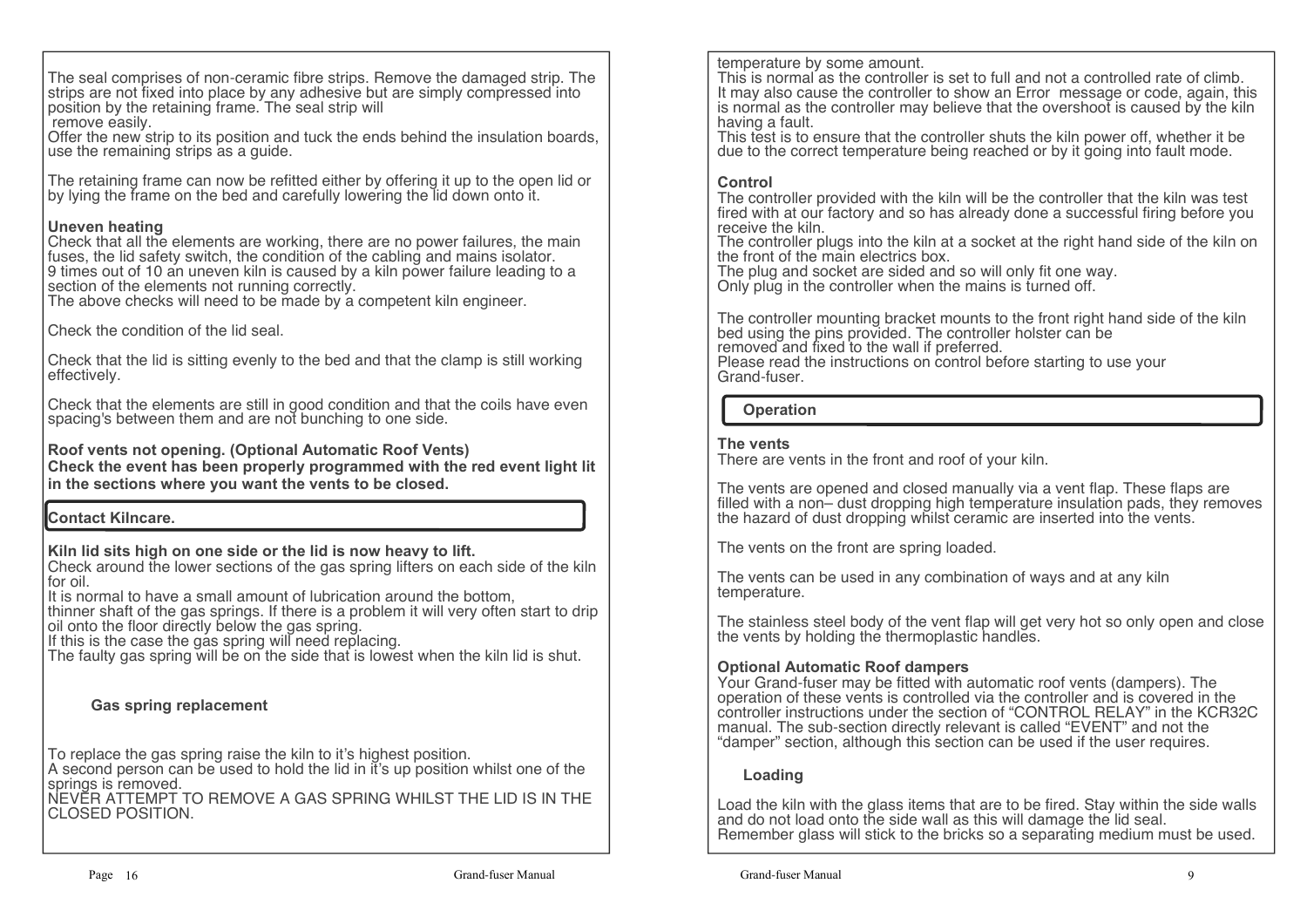The seal comprises of non-ceramic fibre strips. Remove the damaged strip. The strips are not fixed into place by any adhesive but are simply compressed into position by the retaining frame. The seal strip will remove easily.
Offer the new strip to its position and tuck the ends behind the insulation boards, use the remaining strips as a guide.

The retaining frame can now be refitted either by offering it up to the open lid or by lying the frame on the bed and carefully lowering the lid down onto it.

**Uneven heating**
Check that all the elements are working, there are no power failures, the main fuses, the lid safety switch, the condition of the cabling and mains isolator.
9 times out of 10 an uneven kiln is caused by a kiln power failure leading to a section of the elements not running correctly.
The above checks will need to be made by a competent kiln engineer.

Check the condition of the lid seal.

Check that the lid is sitting evenly to the bed and that the clamp is still working effectively.

Check that the elements are still in good condition and that the coils have even spacing's between them and are not bunching to one side.

**Roof vents not opening. (Optional Automatic Roof Vents)**
**Check the event has been properly programmed with the red event light lit in the sections where you want the vents to be closed.**

**Contact Kilncare.**

**Kiln lid sits high on one side or the lid is now heavy to lift.**
Check around the lower sections of the gas spring lifters on each side of the kiln for oil.
It is normal to have a small amount of lubrication around the bottom, thinner shaft of the gas springs. If there is a problem it will very often start to drip oil onto the floor directly below the gas spring.
If this is the case the gas spring will need replacing.
The faulty gas spring will be on the side that is lowest when the kiln lid is shut.

### Gas spring replacement

To replace the gas spring raise the kiln to it's highest position.
A second person can be used to hold the lid in it's up position whilst one of the springs is removed.
NEVER ATTEMPT TO REMOVE A GAS SPRING WHILST THE LID IS IN THE CLOSED POSITION.

temperature by some amount.
This is normal as the controller is set to full and not a controlled rate of climb.
It may also cause the controller to show an Error message or code, again, this is normal as the controller may believe that the overshoot is caused by the kiln having a fault.
This test is to ensure that the controller shuts the kiln power off, whether it be due to the correct temperature being reached or by it going into fault mode.

**Control**
The controller provided with the kiln will be the controller that the kiln was test fired with at our factory and so has already done a successful firing before you receive the kiln.
The controller plugs into the kiln at a socket at the right hand side of the kiln on the front of the main electrics box.
The plug and socket are sided and so will only fit one way.
Only plug in the controller when the mains is turned off.

The controller mounting bracket mounts to the front right hand side of the kiln bed using the pins provided. The controller holster can be removed and fixed to the wall if preferred.
Please read the instructions on control before starting to use your Grand-fuser.

## Operation

**The vents**
There are vents in the front and roof of your kiln.

The vents are opened and closed manually via a vent flap. These flaps are filled with a non– dust dropping high temperature insulation pads, they removes the hazard of dust dropping whilst ceramic are inserted into the vents.

The vents on the front are spring loaded.

The vents can be used in any combination of ways and at any kiln temperature.

The stainless steel body of the vent flap will get very hot so only open and close the vents by holding the thermoplastic handles.

**Optional Automatic Roof dampers**
Your Grand-fuser may be fitted with automatic roof vents (dampers). The operation of these vents is controlled via the controller and is covered in the controller instructions under the section of "CONTROL RELAY" in the KCR32C manual. The sub-section directly relevant is called "EVENT" and not the "damper" section, although this section can be used if the user requires.

### Loading

Load the kiln with the glass items that are to be fired. Stay within the side walls and do not load onto the side wall as this will damage the lid seal.
Remember glass will stick to the bricks so a separating medium must be used.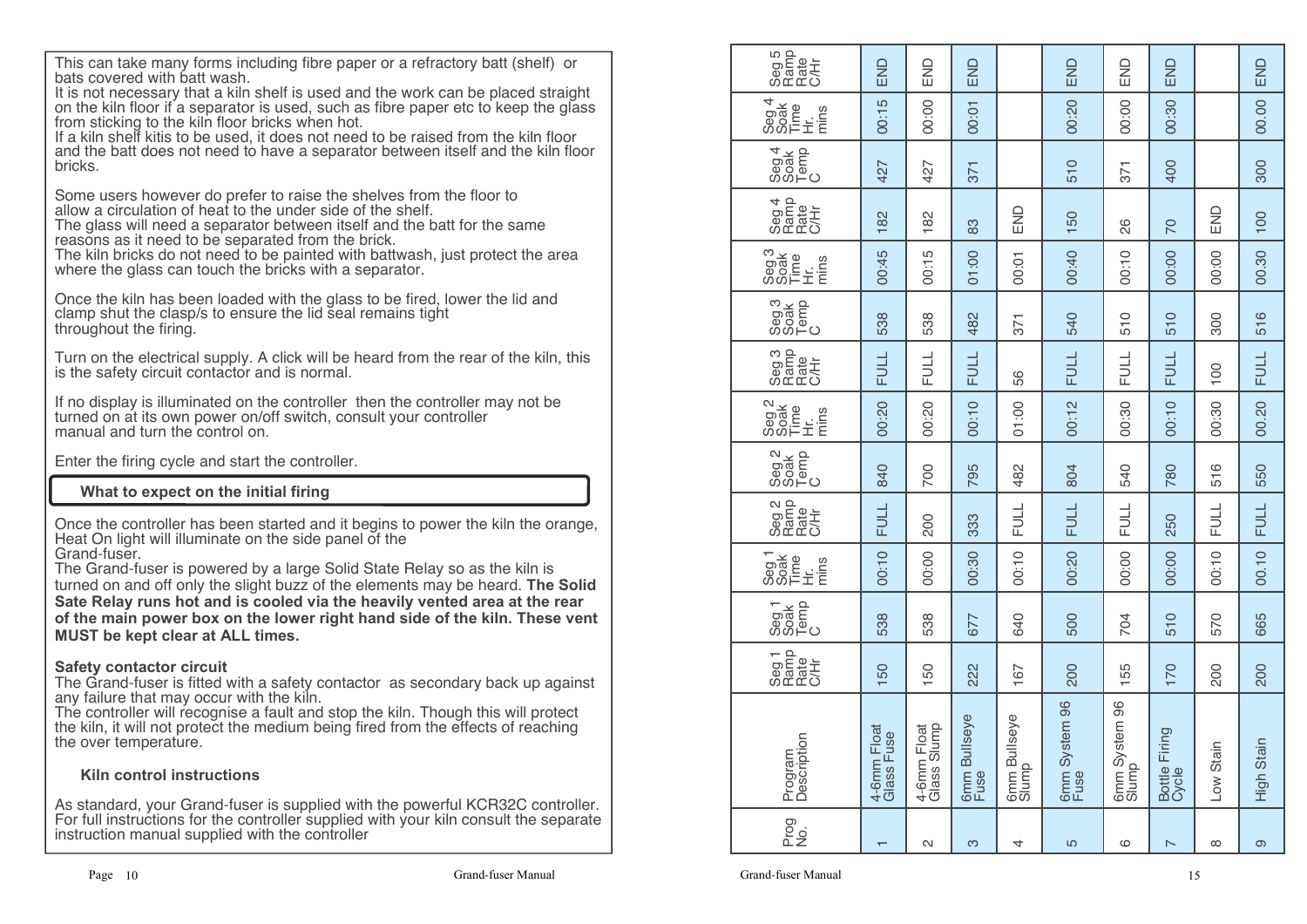This can take many forms including fibre paper or a refractory batt (shelf) or bats covered with batt wash.
It is not necessary that a kiln shelf is used and the work can be placed straight on the kiln floor if a separator is used, such as fibre paper etc to keep the glass from sticking to the kiln floor bricks when hot.
If a kiln shelf kitis to be used, it does not need to be raised from the kiln floor and the batt does not need to have a separator between itself and the kiln floor bricks.

Some users however do prefer to raise the shelves from the floor to allow a circulation of heat to the under side of the shelf.
The glass will need a separator between itself and the batt for the same reasons as it need to be separated from the brick.
The kiln bricks do not need to be painted with battwash, just protect the area where the glass can touch the bricks with a separator.

Once the kiln has been loaded with the glass to be fired, lower the lid and clamp shut the clasp/s to ensure the lid seal remains tight throughout the firing.

Turn on the electrical supply. A click will be heard from the rear of the kiln, this is the safety circuit contactor and is normal.

If no display is illuminated on the controller then the controller may not be turned on at its own power on/off switch, consult your controller manual and turn the control on.

Enter the firing cycle and start the controller.

### What to expect on the initial firing

Once the controller has been started and it begins to power the kiln the orange, Heat On light will illuminate on the side panel of the Grand-fuser.
The Grand-fuser is powered by a large Solid State Relay so as the kiln is turned on and off only the slight buzz of the elements may be heard. **The Solid Sate Relay runs hot and is cooled via the heavily vented area at the rear of the main power box on the lower right hand side of the kiln. These vent MUST be kept clear at ALL times.**

**Safety contactor circuit**
The Grand-fuser is fitted with a safety contactor as secondary back up against any failure that may occur with the kiln.
The controller will recognise a fault and stop the kiln. Though this will protect the kiln, it will not protect the medium being fired from the effects of reaching the over temperature.

### Kiln control instructions

As standard, your Grand-fuser is supplied with the powerful KCR32C controller. For full instructions for the controller supplied with your kiln consult the separate instruction manual supplied with the controller

| Prog No. | Program Description | Seg 1 Ramp Rate C/Hr | Seg 1 Soak Temp C | Seg 1 Soak Time Hr. mins | Seg 2 Ramp Rate C/Hr | Seg 2 Soak Temp C | Seg 2 Soak Time Hr. mins | Seg 3 Ramp Rate C/Hr | Seg 3 Soak Temp C | Seg 3 Soak Time Hr. mins | Seg 4 Ramp Rate C/Hr | Seg 4 Soak Temp C | Seg 4 Soak Time Hr. mins | Seg 5 Ramp Rate C/Hr |
|---|---|---|---|---|---|---|---|---|---|---|---|---|---|---|
| 1 | 4-6mm Float Glass Fuse | 150 | 538 | 00:10 | FULL | 840 | 00:20 | FULL | 538 | 00:45 | 182 | 427 | 00:15 | END |
| 2 | 4-6mm Float Glass Slump | 150 | 538 | 00:00 | 200 | 700 | 00:20 | FULL | 538 | 00:15 | 182 | 427 | 00:00 | END |
| 3 | 6mm Bullseye Fuse | 222 | 677 | 00:30 | 333 | 795 | 00:10 | FULL | 482 | 01:00 | 83 | 371 | 00:01 | END |
| 4 | 6mm Bullseye Slump | 167 | 640 | 00:10 | FULL | 482 | 01:00 | 56 | 371 | 00:01 | END | | | |
| 5 | 6mm System 96 Fuse | 200 | 500 | 00:20 | FULL | 804 | 00:12 | FULL | 540 | 00:40 | 150 | 510 | 00:20 | END |
| 6 | 6mm System 96 Slump | 155 | 704 | 00:00 | FULL | 540 | 00:30 | FULL | 510 | 00:10 | 26 | 371 | 00:00 | END |
| 7 | Bottle Firing Cycle | 170 | 510 | 00:00 | 250 | 780 | 00:10 | FULL | 510 | 00:00 | 70 | 400 | 00:30 | END |
| 8 | Low Stain | 200 | 570 | 00:10 | FULL | 516 | 00:30 | 100 | 300 | 00:00 | END | | | |
| 9 | High Stain | 200 | 665 | 00.10 | FULL | 550 | 00.20 | FULL | 516 | 00.30 | 100 | 300 | 00.00 | END |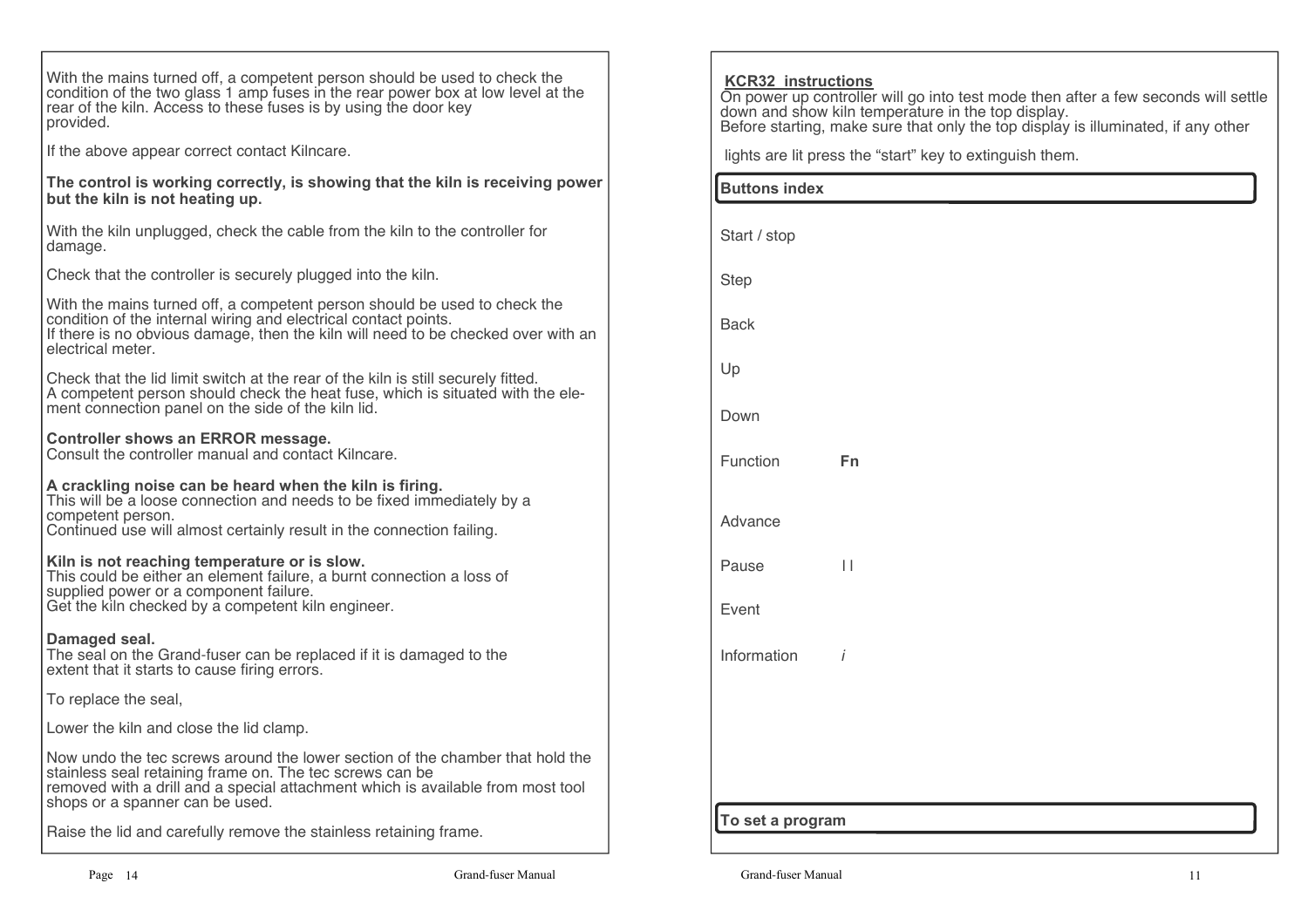With the mains turned off, a competent person should be used to check the condition of the two glass 1 amp fuses in the rear power box at low level at the rear of the kiln. Access to these fuses is by using the door key provided.

If the above appear correct contact Kilncare.

**The control is working correctly, is showing that the kiln is receiving power but the kiln is not heating up.**

With the kiln unplugged, check the cable from the kiln to the controller for damage.

Check that the controller is securely plugged into the kiln.

With the mains turned off, a competent person should be used to check the condition of the internal wiring and electrical contact points.
If there is no obvious damage, then the kiln will need to be checked over with an electrical meter.

Check that the lid limit switch at the rear of the kiln is still securely fitted.
A competent person should check the heat fuse, which is situated with the element connection panel on the side of the kiln lid.

**Controller shows an ERROR message.**
Consult the controller manual and contact Kilncare.

**A crackling noise can be heard when the kiln is firing.**
This will be a loose connection and needs to be fixed immediately by a competent person.
Continued use will almost certainly result in the connection failing.

**Kiln is not reaching temperature or is slow.**
This could be either an element failure, a burnt connection a loss of supplied power or a component failure.
Get the kiln checked by a competent kiln engineer.

**Damaged seal.**
The seal on the Grand-fuser can be replaced if it is damaged to the extent that it starts to cause firing errors.

To replace the seal,

Lower the kiln and close the lid clamp.

Now undo the tec screws around the lower section of the chamber that hold the stainless seal retaining frame on. The tec screws can be removed with a drill and a special attachment which is available from most tool shops or a spanner can be used.

Raise the lid and carefully remove the stainless retaining frame.

## KCR32 instructions

On power up controller will go into test mode then after a few seconds will settle down and show kiln temperature in the top display.
Before starting, make sure that only the top display is illuminated, if any other lights are lit press the “start” key to extinguish them.

### Buttons index

| Button | Symbol |
|---|---|
| Start / stop | |
| Step | |
| Back | |
| Up | |
| Down | |
| Function | **Fn** |
| Advance | |
| Pause | I I |
| Event | |
| Information | *i* |

### To set a program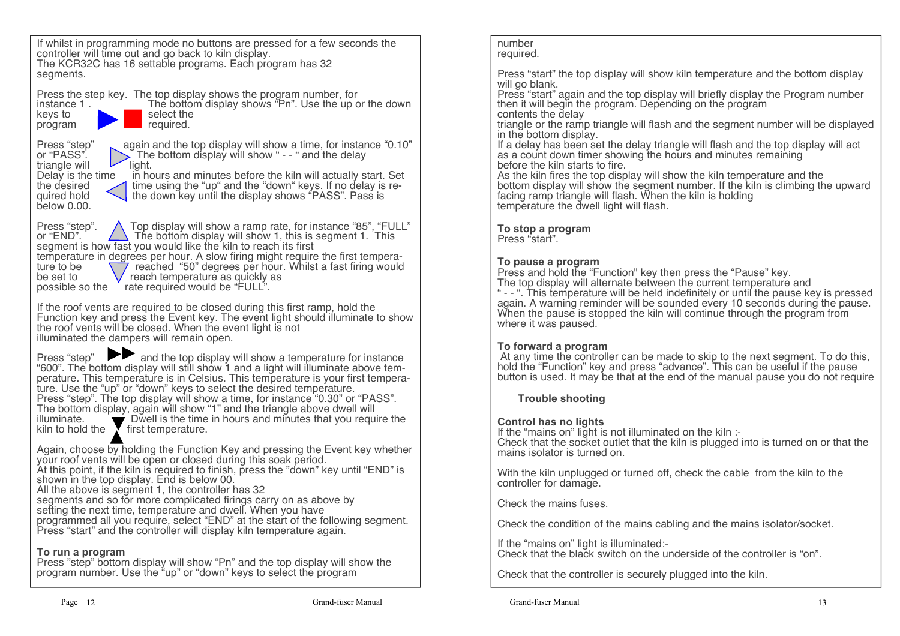If whilst in programming mode no buttons are pressed for a few seconds the controller will time out and go back to kiln display.
The KCR32C has 16 settable programs. Each program has 32 segments.

Press the step key. The top display shows the program number, for instance 1. The bottom display shows "Pn". Use the up or the down keys to select the program required.

Press "step" again and the top display will show a time, for instance "0.10" or "PASS". The bottom display will show " - - " and the delay triangle will light.
Delay is the time in hours and minutes before the kiln will actually start. Set the desired time using the "up" and the "down" keys. If no delay is required hold the down key until the display shows "PASS". Pass is below 0.00.

Press "step". Top display will show a ramp rate, for instance "85", "FULL" or "END". The bottom display will show 1, this is segment 1. This segment is how fast you would like the kiln to reach its first temperature in degrees per hour. A slow firing might require the first temperature to be reached "50" degrees per hour. Whilst a fast firing would be set to reach temperature as quickly as possible so the rate required would be "FULL".

If the roof vents are required to be closed during this first ramp, hold the Function key and press the Event key. The event light should illuminate to show the roof vents will be closed. When the event light is not illuminated the dampers will remain open.

Press "step" and the top display will show a temperature for instance "600". The bottom display will still show 1 and a light will illuminate above temperature. This temperature is in Celsius. This temperature is your first temperature. Use the "up" or "down" keys to select the desired temperature.
Press "step". The top display will show a time, for instance "0.30" or "PASS". The bottom display, again will show "1" and the triangle above dwell will illuminate. Dwell is the time in hours and minutes that you require the kiln to hold the first temperature.

Again, choose by holding the Function Key and pressing the Event key whether your roof vents will be open or closed during this soak period.
At this point, if the kiln is required to finish, press the "down" key until "END" is shown in the top display. End is below 00.
All the above is segment 1, the controller has 32 segments and so for more complicated firings carry on as above by setting the next time, temperature and dwell. When you have programmed all you require, select "END" at the start of the following segment. Press "start" and the controller will display kiln temperature again.

**To run a program**
Press "step" bottom display will show "Pn" and the top display will show the program number. Use the "up" or "down" keys to select the program number required.

Press "start" the top display will show kiln temperature and the bottom display will go blank.
Press "start" again and the top display will briefly display the Program number then it will begin the program. Depending on the program contents the delay triangle or the ramp triangle will flash and the segment number will be displayed in the bottom display.
If a delay has been set the delay triangle will flash and the top display will act as a count down timer showing the hours and minutes remaining before the kiln starts to fire.
As the kiln fires the top display will show the kiln temperature and the bottom display will show the segment number. If the kiln is climbing the upward facing ramp triangle will flash. When the kiln is holding temperature the dwell light will flash.

**To stop a program**
Press "start".

**To pause a program**
Press and hold the "Function" key then press the "Pause" key.
The top display will alternate between the current temperature and " - - ". This temperature will be held indefinitely or until the pause key is pressed again. A warning reminder will be sounded every 10 seconds during the pause. When the pause is stopped the kiln will continue through the program from where it was paused.

**To forward a program**
At any time the controller can be made to skip to the next segment. To do this, hold the "Function" key and press "advance". This can be useful if the pause button is used. It may be that at the end of the manual pause you do not require

## Trouble shooting

**Control has no lights**
If the "mains on" light is not illuminated on the kiln :-
Check that the socket outlet that the kiln is plugged into is turned on or that the mains isolator is turned on.

With the kiln unplugged or turned off, check the cable from the kiln to the controller for damage.

Check the mains fuses.

Check the condition of the mains cabling and the mains isolator/socket.

If the "mains on" light is illuminated:-
Check that the black switch on the underside of the controller is "on".

Check that the controller is securely plugged into the kiln.